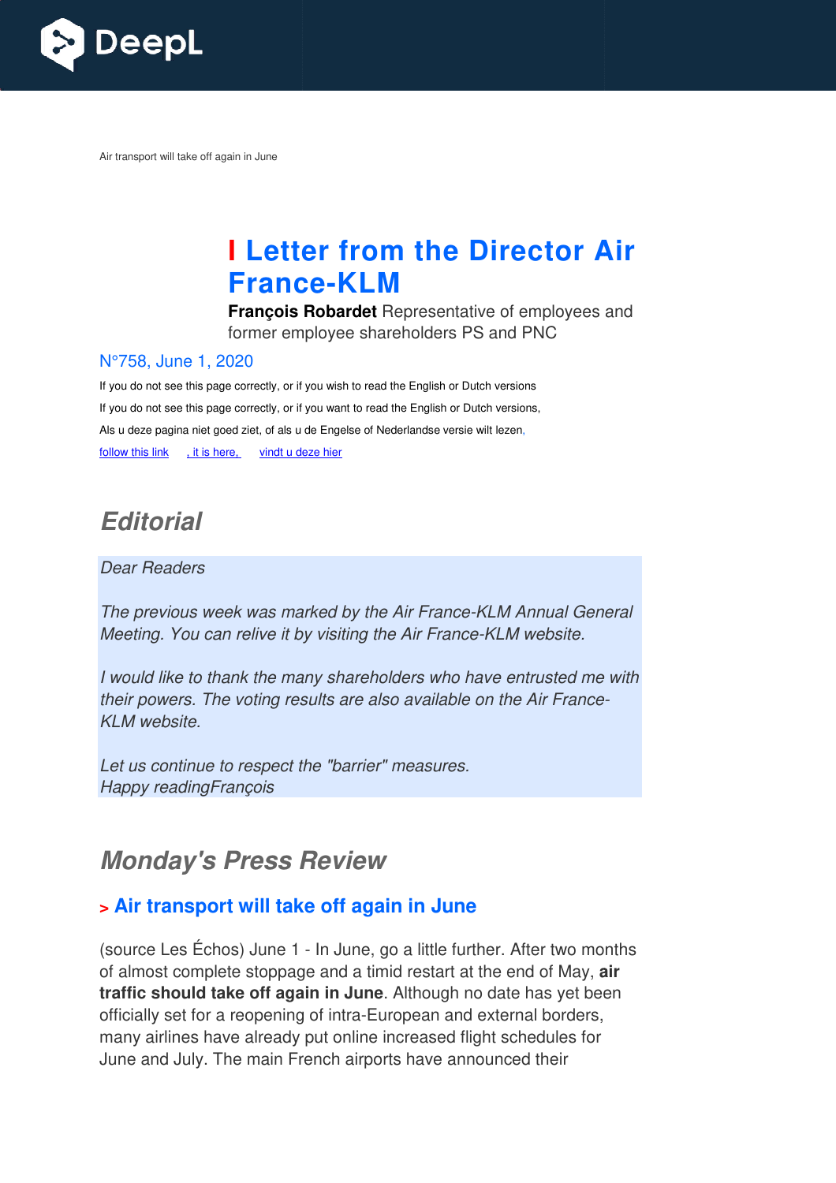Air transport will take off again in June

# Letter from the Director Air France-KLM

**François Robardet** Representative of employees and former employee shareholders PS and PNC

N°758, June 1, 2020

If you do not see this page correctly, or if you wish to read the English or Dutch versions

If you do not see this page correctly, or if you want to read the English or Dutch versions,

Als u deze pagina niet goed ziet, of als u de Engelse of Nederlandse versie wilt lezen,

follow this link , it is here, vindt u deze hier

## *Editorial*

*Dear Readers*

*The previous week was marked by the Air France-KLM Annual General Meeting. You can relive it by visiting the Air France-KLM website.*

*I would like to thank the many shareholders who have entrusted me with their powers. The voting results are also available on the Air France-KLM website.*

*Let us continue to respect the "barrier" measures.*
*Happy readingFrançois*

## *Monday's Press Review*

### > Air transport will take off again in June

(source Les Échos) June 1 - In June, go a little further. After two months of almost complete stoppage and a timid restart at the end of May, **air traffic should take off again in June**. Although no date has yet been officially set for a reopening of intra-European and external borders, many airlines have already put online increased flight schedules for June and July. The main French airports have announced their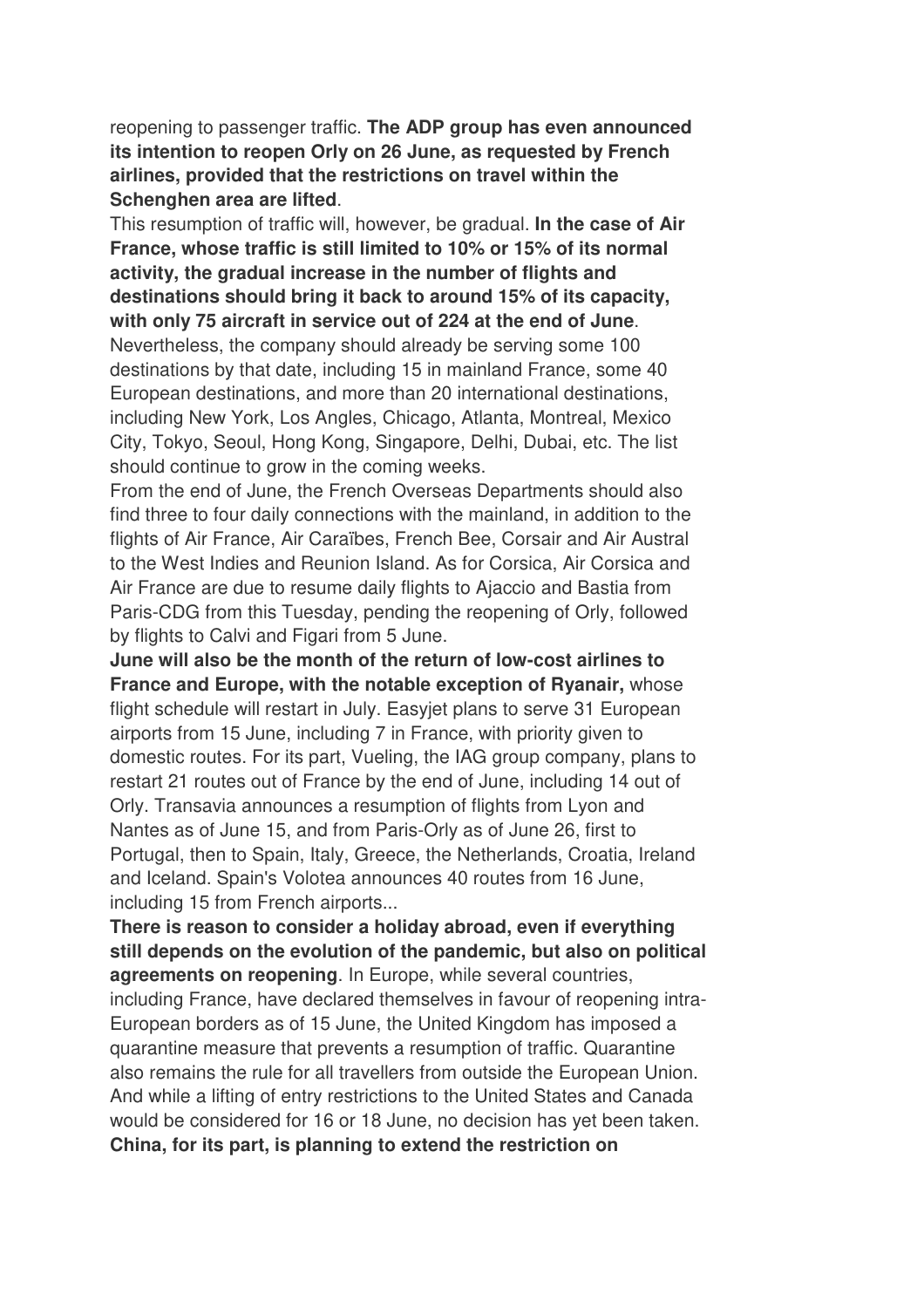reopening to passenger traffic. **The ADP group has even announced its intention to reopen Orly on 26 June, as requested by French airlines, provided that the restrictions on travel within the Schenghen area are lifted**.

This resumption of traffic will, however, be gradual. **In the case of Air France, whose traffic is still limited to 10% or 15% of its normal activity, the gradual increase in the number of flights and destinations should bring it back to around 15% of its capacity, with only 75 aircraft in service out of 224 at the end of June**. Nevertheless, the company should already be serving some 100 destinations by that date, including 15 in mainland France, some 40 European destinations, and more than 20 international destinations, including New York, Los Angles, Chicago, Atlanta, Montreal, Mexico City, Tokyo, Seoul, Hong Kong, Singapore, Delhi, Dubai, etc. The list should continue to grow in the coming weeks.

From the end of June, the French Overseas Departments should also find three to four daily connections with the mainland, in addition to the flights of Air France, Air Caraïbes, French Bee, Corsair and Air Austral to the West Indies and Reunion Island. As for Corsica, Air Corsica and Air France are due to resume daily flights to Ajaccio and Bastia from Paris-CDG from this Tuesday, pending the reopening of Orly, followed by flights to Calvi and Figari from 5 June.

**June will also be the month of the return of low-cost airlines to France and Europe, with the notable exception of Ryanair,** whose flight schedule will restart in July. Easyjet plans to serve 31 European airports from 15 June, including 7 in France, with priority given to domestic routes. For its part, Vueling, the IAG group company, plans to restart 21 routes out of France by the end of June, including 14 out of Orly. Transavia announces a resumption of flights from Lyon and Nantes as of June 15, and from Paris-Orly as of June 26, first to Portugal, then to Spain, Italy, Greece, the Netherlands, Croatia, Ireland and Iceland. Spain's Volotea announces 40 routes from 16 June, including 15 from French airports...

**There is reason to consider a holiday abroad, even if everything still depends on the evolution of the pandemic, but also on political agreements on reopening**. In Europe, while several countries, including France, have declared themselves in favour of reopening intra-European borders as of 15 June, the United Kingdom has imposed a quarantine measure that prevents a resumption of traffic. Quarantine also remains the rule for all travellers from outside the European Union. And while a lifting of entry restrictions to the United States and Canada would be considered for 16 or 18 June, no decision has yet been taken. **China, for its part, is planning to extend the restriction on**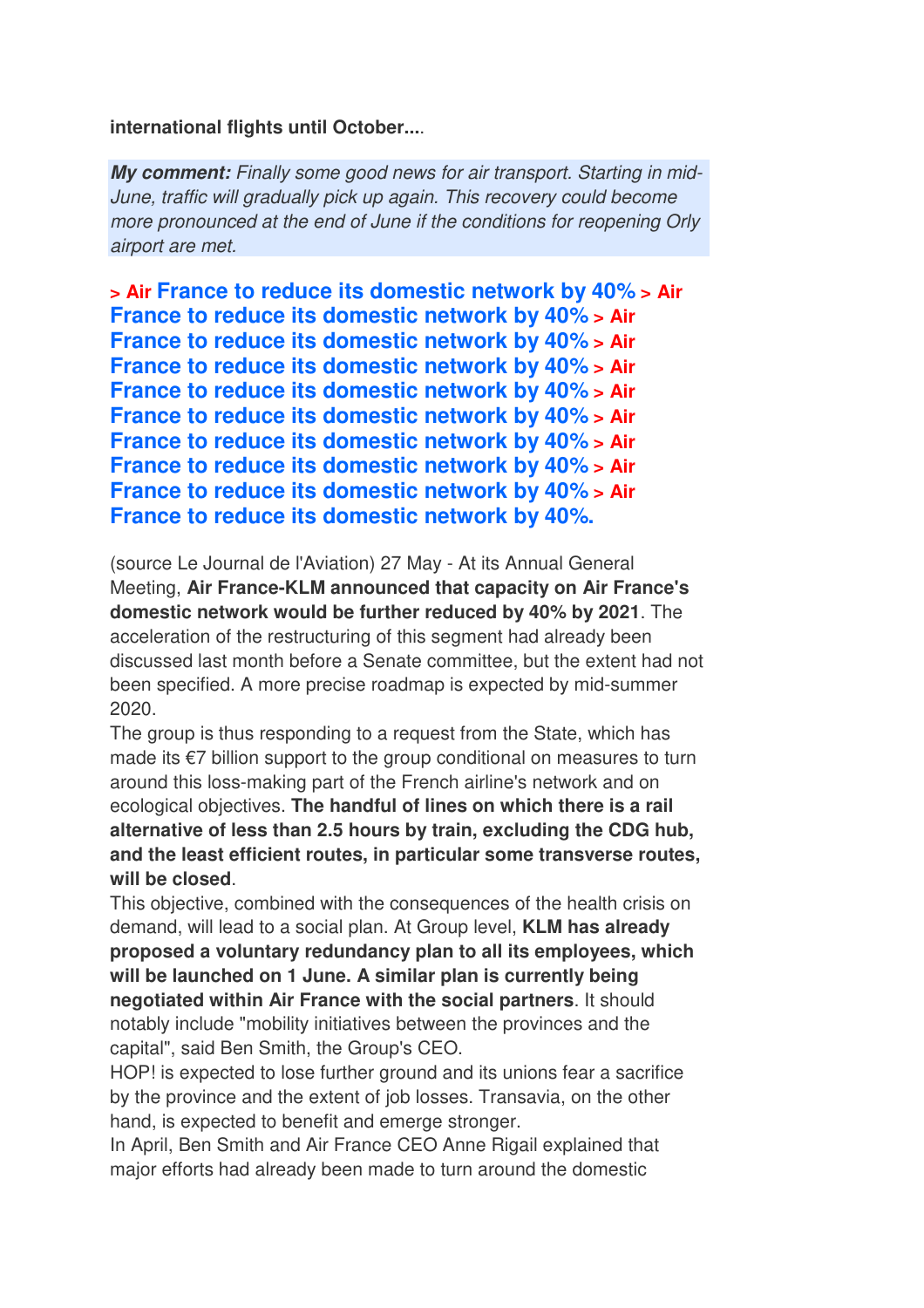**international flights until October...**.

***My comment:*** *Finally some good news for air transport. Starting in mid-June, traffic will gradually pick up again. This recovery could become more pronounced at the end of June if the conditions for reopening Orly airport are met.*

**> Air France to reduce its domestic network by 40% > Air France to reduce its domestic network by 40% > Air France to reduce its domestic network by 40% > Air France to reduce its domestic network by 40% > Air France to reduce its domestic network by 40% > Air France to reduce its domestic network by 40% > Air France to reduce its domestic network by 40% > Air France to reduce its domestic network by 40% > Air France to reduce its domestic network by 40% > Air France to reduce its domestic network by 40%.**

(source Le Journal de l'Aviation) 27 May - At its Annual General Meeting, **Air France-KLM announced that capacity on Air France's domestic network would be further reduced by 40% by 2021**. The acceleration of the restructuring of this segment had already been discussed last month before a Senate committee, but the extent had not been specified. A more precise roadmap is expected by mid-summer 2020.

The group is thus responding to a request from the State, which has made its €7 billion support to the group conditional on measures to turn around this loss-making part of the French airline's network and on ecological objectives. **The handful of lines on which there is a rail alternative of less than 2.5 hours by train, excluding the CDG hub, and the least efficient routes, in particular some transverse routes, will be closed**.

This objective, combined with the consequences of the health crisis on demand, will lead to a social plan. At Group level, **KLM has already proposed a voluntary redundancy plan to all its employees, which will be launched on 1 June. A similar plan is currently being negotiated within Air France with the social partners**. It should notably include "mobility initiatives between the provinces and the capital", said Ben Smith, the Group's CEO.

HOP! is expected to lose further ground and its unions fear a sacrifice by the province and the extent of job losses. Transavia, on the other hand, is expected to benefit and emerge stronger.

In April, Ben Smith and Air France CEO Anne Rigail explained that major efforts had already been made to turn around the domestic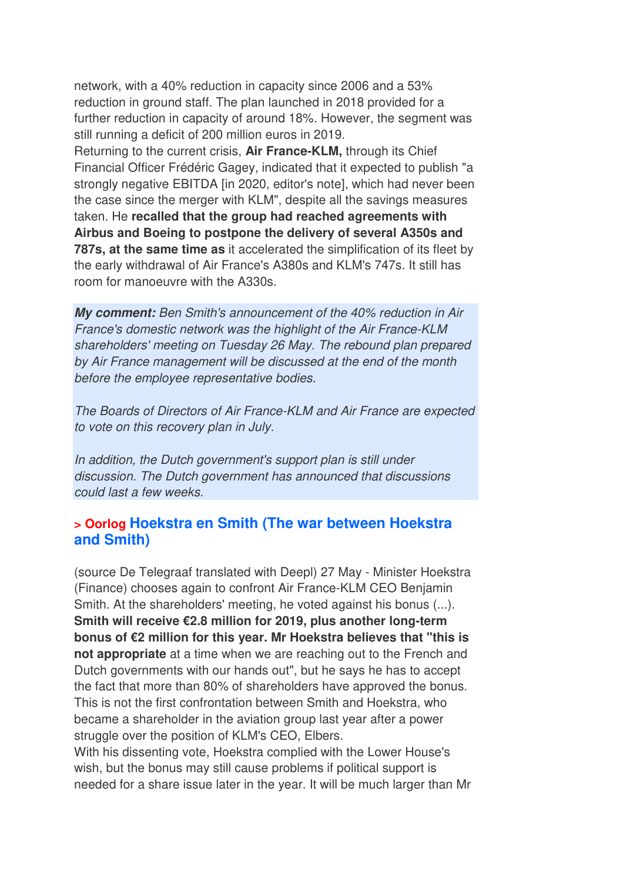network, with a 40% reduction in capacity since 2006 and a 53% reduction in ground staff. The plan launched in 2018 provided for a further reduction in capacity of around 18%. However, the segment was still running a deficit of 200 million euros in 2019.

Returning to the current crisis, **Air France-KLM,** through its Chief Financial Officer Frédéric Gagey, indicated that it expected to publish "a strongly negative EBITDA [in 2020, editor's note], which had never been the case since the merger with KLM", despite all the savings measures taken. He **recalled that the group had reached agreements with Airbus and Boeing to postpone the delivery of several A350s and 787s, at the same time as** it accelerated the simplification of its fleet by the early withdrawal of Air France's A380s and KLM's 747s. It still has room for manoeuvre with the A330s.

***My comment:*** *Ben Smith's announcement of the 40% reduction in Air France's domestic network was the highlight of the Air France-KLM shareholders' meeting on Tuesday 26 May. The rebound plan prepared by Air France management will be discussed at the end of the month before the employee representative bodies.*

*The Boards of Directors of Air France-KLM and Air France are expected to vote on this recovery plan in July.*

*In addition, the Dutch government's support plan is still under discussion. The Dutch government has announced that discussions could last a few weeks.*

## > Oorlog Hoekstra en Smith (The war between Hoekstra and Smith)

(source De Telegraaf translated with Deepl) 27 May - Minister Hoekstra (Finance) chooses again to confront Air France-KLM CEO Benjamin Smith. At the shareholders' meeting, he voted against his bonus (...). **Smith will receive €2.8 million for 2019, plus another long-term bonus of €2 million for this year. Mr Hoekstra believes that "this is not appropriate** at a time when we are reaching out to the French and Dutch governments with our hands out", but he says he has to accept the fact that more than 80% of shareholders have approved the bonus. This is not the first confrontation between Smith and Hoekstra, who became a shareholder in the aviation group last year after a power struggle over the position of KLM's CEO, Elbers.

With his dissenting vote, Hoekstra complied with the Lower House's wish, but the bonus may still cause problems if political support is needed for a share issue later in the year. It will be much larger than Mr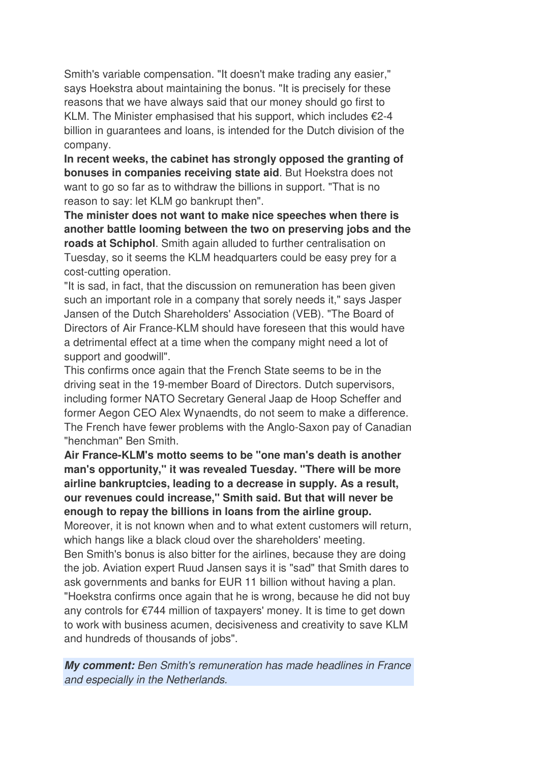Smith's variable compensation. "It doesn't make trading any easier," says Hoekstra about maintaining the bonus. "It is precisely for these reasons that we have always said that our money should go first to KLM. The Minister emphasised that his support, which includes €2-4 billion in guarantees and loans, is intended for the Dutch division of the company.

**In recent weeks, the cabinet has strongly opposed the granting of bonuses in companies receiving state aid**. But Hoekstra does not want to go so far as to withdraw the billions in support. "That is no reason to say: let KLM go bankrupt then".

**The minister does not want to make nice speeches when there is another battle looming between the two on preserving jobs and the roads at Schiphol**. Smith again alluded to further centralisation on Tuesday, so it seems the KLM headquarters could be easy prey for a cost-cutting operation.

"It is sad, in fact, that the discussion on remuneration has been given such an important role in a company that sorely needs it," says Jasper Jansen of the Dutch Shareholders' Association (VEB). "The Board of Directors of Air France-KLM should have foreseen that this would have a detrimental effect at a time when the company might need a lot of support and goodwill".

This confirms once again that the French State seems to be in the driving seat in the 19-member Board of Directors. Dutch supervisors, including former NATO Secretary General Jaap de Hoop Scheffer and former Aegon CEO Alex Wynaendts, do not seem to make a difference. The French have fewer problems with the Anglo-Saxon pay of Canadian "henchman" Ben Smith.

**Air France-KLM's motto seems to be "one man's death is another man's opportunity," it was revealed Tuesday. "There will be more airline bankruptcies, leading to a decrease in supply. As a result, our revenues could increase," Smith said. But that will never be enough to repay the billions in loans from the airline group.**

Moreover, it is not known when and to what extent customers will return, which hangs like a black cloud over the shareholders' meeting.

Ben Smith's bonus is also bitter for the airlines, because they are doing the job. Aviation expert Ruud Jansen says it is "sad" that Smith dares to ask governments and banks for EUR 11 billion without having a plan. "Hoekstra confirms once again that he is wrong, because he did not buy any controls for €744 million of taxpayers' money. It is time to get down to work with business acumen, decisiveness and creativity to save KLM and hundreds of thousands of jobs".

***My comment:*** *Ben Smith's remuneration has made headlines in France and especially in the Netherlands.*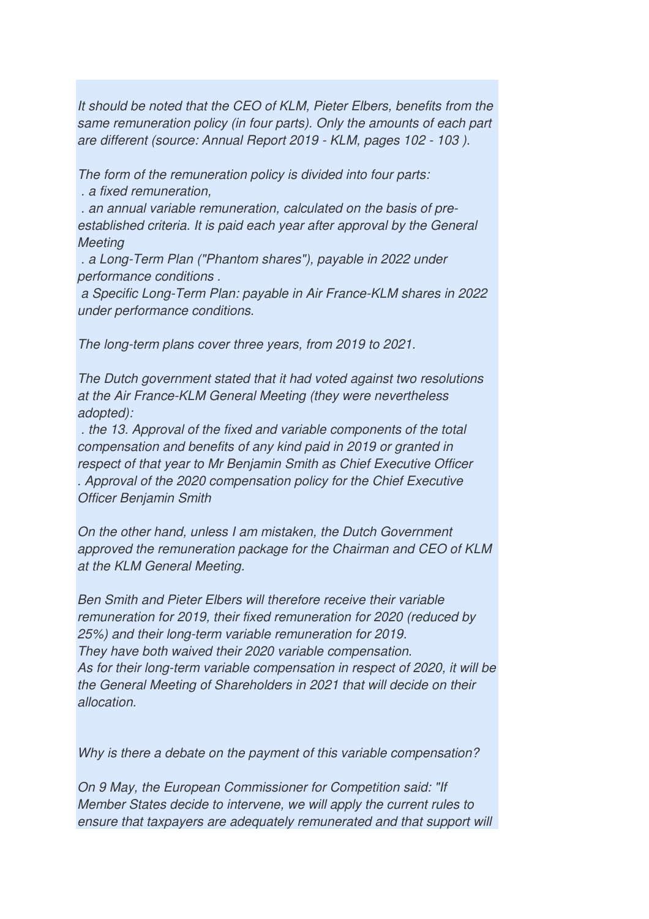*It should be noted that the CEO of KLM, Pieter Elbers, benefits from the same remuneration policy (in four parts). Only the amounts of each part are different (source: Annual Report 2019 - KLM, pages 102 - 103 ).*

*The form of the remuneration policy is divided into four parts:*
*. a fixed remuneration,*
*. an annual variable remuneration, calculated on the basis of pre-established criteria. It is paid each year after approval by the General Meeting*
*. a Long-Term Plan ("Phantom shares"), payable in 2022 under performance conditions .*
*a Specific Long-Term Plan: payable in Air France-KLM shares in 2022 under performance conditions.*

*The long-term plans cover three years, from 2019 to 2021.*

*The Dutch government stated that it had voted against two resolutions at the Air France-KLM General Meeting (they were nevertheless adopted):*
*. the 13. Approval of the fixed and variable components of the total compensation and benefits of any kind paid in 2019 or granted in respect of that year to Mr Benjamin Smith as Chief Executive Officer*
*. Approval of the 2020 compensation policy for the Chief Executive Officer Benjamin Smith*

*On the other hand, unless I am mistaken, the Dutch Government approved the remuneration package for the Chairman and CEO of KLM at the KLM General Meeting.*

*Ben Smith and Pieter Elbers will therefore receive their variable remuneration for 2019, their fixed remuneration for 2020 (reduced by 25%) and their long-term variable remuneration for 2019.*
*They have both waived their 2020 variable compensation.*
*As for their long-term variable compensation in respect of 2020, it will be the General Meeting of Shareholders in 2021 that will decide on their allocation.*

*Why is there a debate on the payment of this variable compensation?*

*On 9 May, the European Commissioner for Competition said: "If Member States decide to intervene, we will apply the current rules to ensure that taxpayers are adequately remunerated and that support will*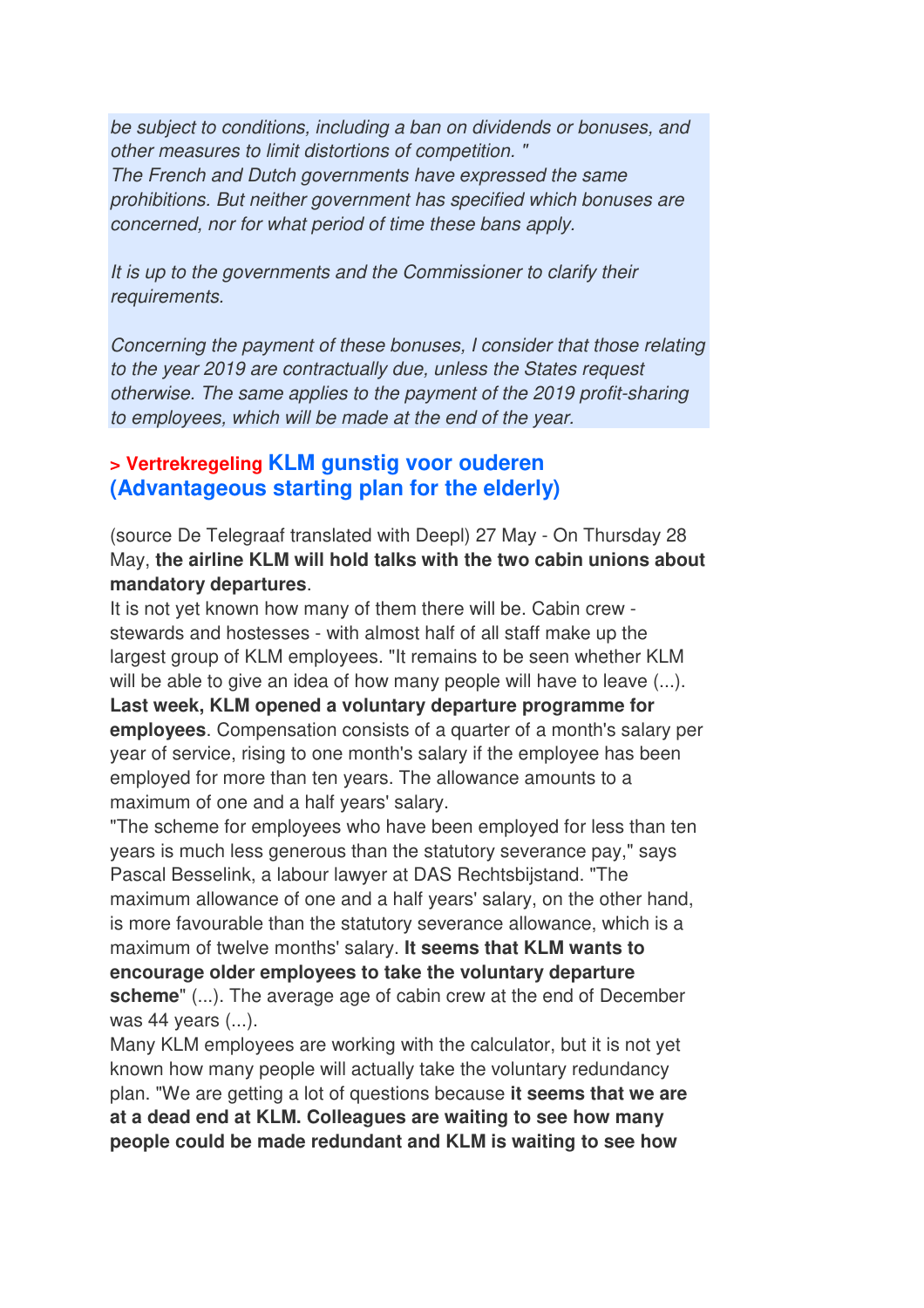*be subject to conditions, including a ban on dividends or bonuses, and other measures to limit distortions of competition. "*
*The French and Dutch governments have expressed the same prohibitions. But neither government has specified which bonuses are concerned, nor for what period of time these bans apply.*

*It is up to the governments and the Commissioner to clarify their requirements.*

*Concerning the payment of these bonuses, I consider that those relating to the year 2019 are contractually due, unless the States request otherwise. The same applies to the payment of the 2019 profit-sharing to employees, which will be made at the end of the year.*

### > Vertrekregeling KLM gunstig voor ouderen (Advantageous starting plan for the elderly)

(source De Telegraaf translated with Deepl) 27 May - On Thursday 28 May, **the airline KLM will hold talks with the two cabin unions about mandatory departures**.
It is not yet known how many of them there will be. Cabin crew - stewards and hostesses - with almost half of all staff make up the largest group of KLM employees. "It remains to be seen whether KLM will be able to give an idea of how many people will have to leave (...).
**Last week, KLM opened a voluntary departure programme for employees**. Compensation consists of a quarter of a month's salary per year of service, rising to one month's salary if the employee has been employed for more than ten years. The allowance amounts to a maximum of one and a half years' salary.
"The scheme for employees who have been employed for less than ten years is much less generous than the statutory severance pay," says Pascal Besselink, a labour lawyer at DAS Rechtsbijstand. "The maximum allowance of one and a half years' salary, on the other hand, is more favourable than the statutory severance allowance, which is a maximum of twelve months' salary. **It seems that KLM wants to encourage older employees to take the voluntary departure scheme**" (...). The average age of cabin crew at the end of December was 44 years (...).
Many KLM employees are working with the calculator, but it is not yet known how many people will actually take the voluntary redundancy plan. "We are getting a lot of questions because **it seems that we are at a dead end at KLM. Colleagues are waiting to see how many people could be made redundant and KLM is waiting to see how**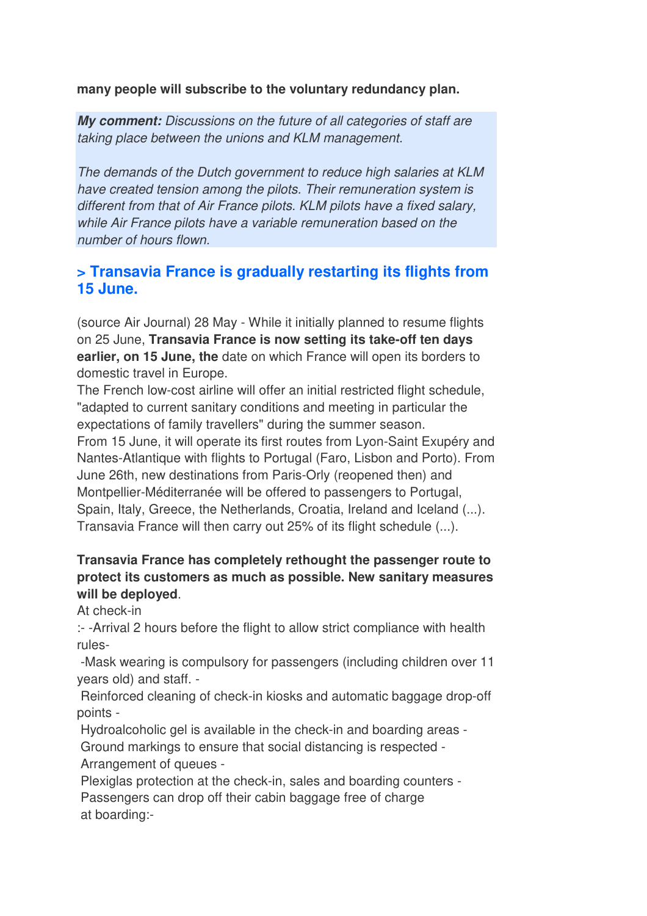**many people will subscribe to the voluntary redundancy plan.**

***My comment:*** *Discussions on the future of all categories of staff are taking place between the unions and KLM management.*

*The demands of the Dutch government to reduce high salaries at KLM have created tension among the pilots. Their remuneration system is different from that of Air France pilots. KLM pilots have a fixed salary, while Air France pilots have a variable remuneration based on the number of hours flown.*

## > Transavia France is gradually restarting its flights from 15 June.

(source Air Journal) 28 May - While it initially planned to resume flights on 25 June, **Transavia France is now setting its take-off ten days earlier, on 15 June, the** date on which France will open its borders to domestic travel in Europe.
The French low-cost airline will offer an initial restricted flight schedule, "adapted to current sanitary conditions and meeting in particular the expectations of family travellers" during the summer season.
From 15 June, it will operate its first routes from Lyon-Saint Exupéry and Nantes-Atlantique with flights to Portugal (Faro, Lisbon and Porto). From June 26th, new destinations from Paris-Orly (reopened then) and Montpellier-Méditerranée will be offered to passengers to Portugal, Spain, Italy, Greece, the Netherlands, Croatia, Ireland and Iceland (...). Transavia France will then carry out 25% of its flight schedule (...).

**Transavia France has completely rethought the passenger route to protect its customers as much as possible. New sanitary measures will be deployed**.
At check-in
:- -Arrival 2 hours before the flight to allow strict compliance with health rules-
-Mask wearing is compulsory for passengers (including children over 11 years old) and staff. -
Reinforced cleaning of check-in kiosks and automatic baggage drop-off points -
Hydroalcoholic gel is available in the check-in and boarding areas -
Ground markings to ensure that social distancing is respected -
Arrangement of queues -
Plexiglas protection at the check-in, sales and boarding counters -
Passengers can drop off their cabin baggage free of charge
at boarding:-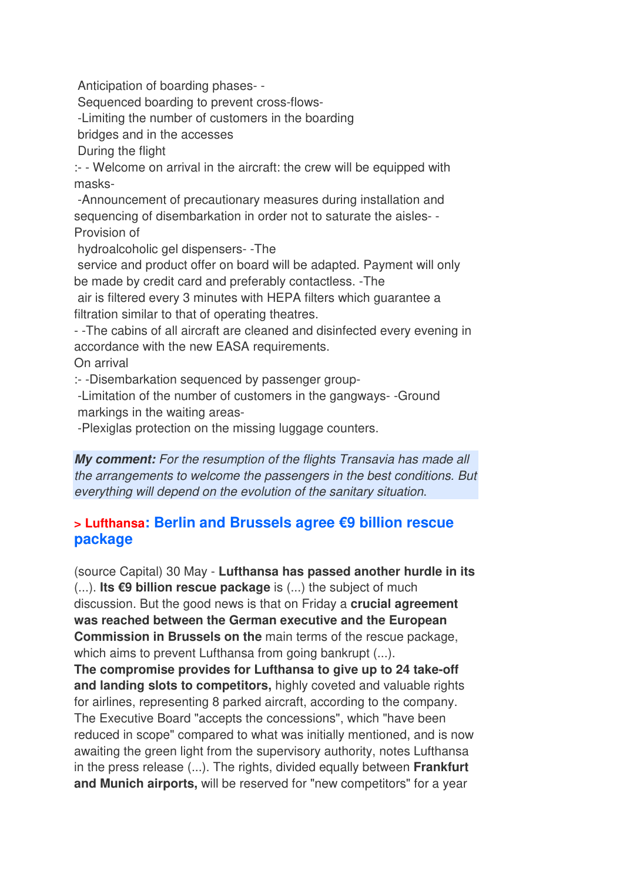Anticipation of boarding phases- -
Sequenced boarding to prevent cross-flows-
-Limiting the number of customers in the boarding bridges and in the accesses
During the flight
:- - Welcome on arrival in the aircraft: the crew will be equipped with masks-
-Announcement of precautionary measures during installation and sequencing of disembarkation in order not to saturate the aisles- - Provision of
hydroalcoholic gel dispensers- -The
service and product offer on board will be adapted. Payment will only be made by credit card and preferably contactless. -The
air is filtered every 3 minutes with HEPA filters which guarantee a filtration similar to that of operating theatres.
- -The cabins of all aircraft are cleaned and disinfected every evening in accordance with the new EASA requirements.
On arrival
:- -Disembarkation sequenced by passenger group-
-Limitation of the number of customers in the gangways- -Ground markings in the waiting areas-
-Plexiglas protection on the missing luggage counters.

***My comment:*** *For the resumption of the flights Transavia has made all the arrangements to welcome the passengers in the best conditions. But everything will depend on the evolution of the sanitary situation.*

## > Lufthansa: Berlin and Brussels agree €9 billion rescue package

(source Capital) 30 May - **Lufthansa has passed another hurdle in its** (...). **Its €9 billion rescue package** is (...) the subject of much discussion. But the good news is that on Friday a **crucial agreement was reached between the German executive and the European Commission in Brussels on the** main terms of the rescue package, which aims to prevent Lufthansa from going bankrupt (...).
**The compromise provides for Lufthansa to give up to 24 take-off and landing slots to competitors,** highly coveted and valuable rights for airlines, representing 8 parked aircraft, according to the company. The Executive Board "accepts the concessions", which "have been reduced in scope" compared to what was initially mentioned, and is now awaiting the green light from the supervisory authority, notes Lufthansa in the press release (...). The rights, divided equally between **Frankfurt and Munich airports,** will be reserved for "new competitors" for a year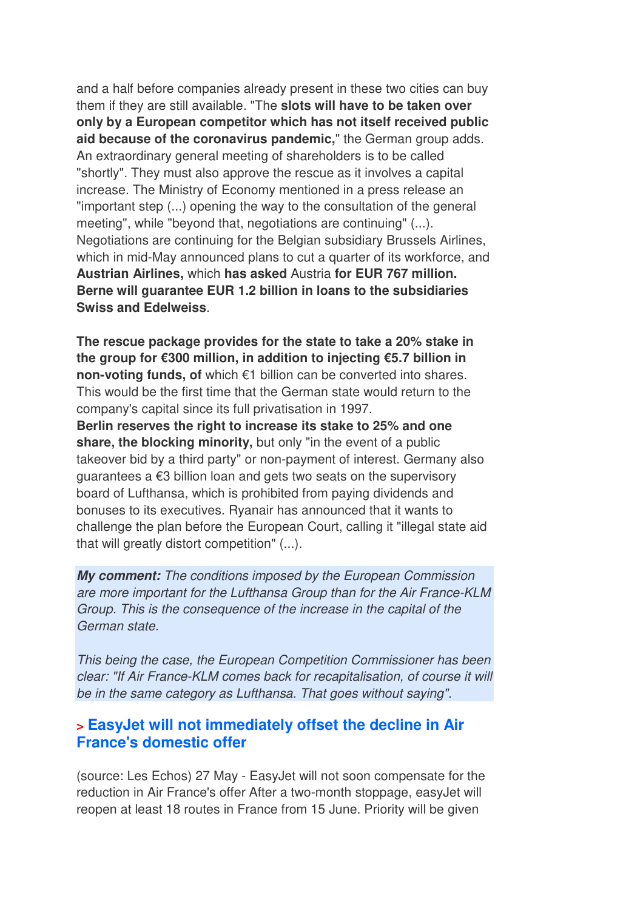and a half before companies already present in these two cities can buy them if they are still available. "The **slots will have to be taken over only by a European competitor which has not itself received public aid because of the coronavirus pandemic,**" the German group adds. An extraordinary general meeting of shareholders is to be called "shortly". They must also approve the rescue as it involves a capital increase. The Ministry of Economy mentioned in a press release an "important step (...) opening the way to the consultation of the general meeting", while "beyond that, negotiations are continuing" (...). Negotiations are continuing for the Belgian subsidiary Brussels Airlines, which in mid-May announced plans to cut a quarter of its workforce, and **Austrian Airlines,** which **has asked** Austria **for EUR 767 million. Berne will guarantee EUR 1.2 billion in loans to the subsidiaries Swiss and Edelweiss**.

**The rescue package provides for the state to take a 20% stake in the group for €300 million, in addition to injecting €5.7 billion in non-voting funds, of** which €1 billion can be converted into shares. This would be the first time that the German state would return to the company's capital since its full privatisation in 1997.
**Berlin reserves the right to increase its stake to 25% and one share, the blocking minority,** but only "in the event of a public takeover bid by a third party" or non-payment of interest. Germany also guarantees a €3 billion loan and gets two seats on the supervisory board of Lufthansa, which is prohibited from paying dividends and bonuses to its executives. Ryanair has announced that it wants to challenge the plan before the European Court, calling it "illegal state aid that will greatly distort competition" (...).

***My comment:*** *The conditions imposed by the European Commission are more important for the Lufthansa Group than for the Air France-KLM Group. This is the consequence of the increase in the capital of the German state.*

*This being the case, the European Competition Commissioner has been clear: "If Air France-KLM comes back for recapitalisation, of course it will be in the same category as Lufthansa. That goes without saying".*

### > EasyJet will not immediately offset the decline in Air France's domestic offer

(source: Les Echos) 27 May - EasyJet will not soon compensate for the reduction in Air France's offer After a two-month stoppage, easyJet will reopen at least 18 routes in France from 15 June. Priority will be given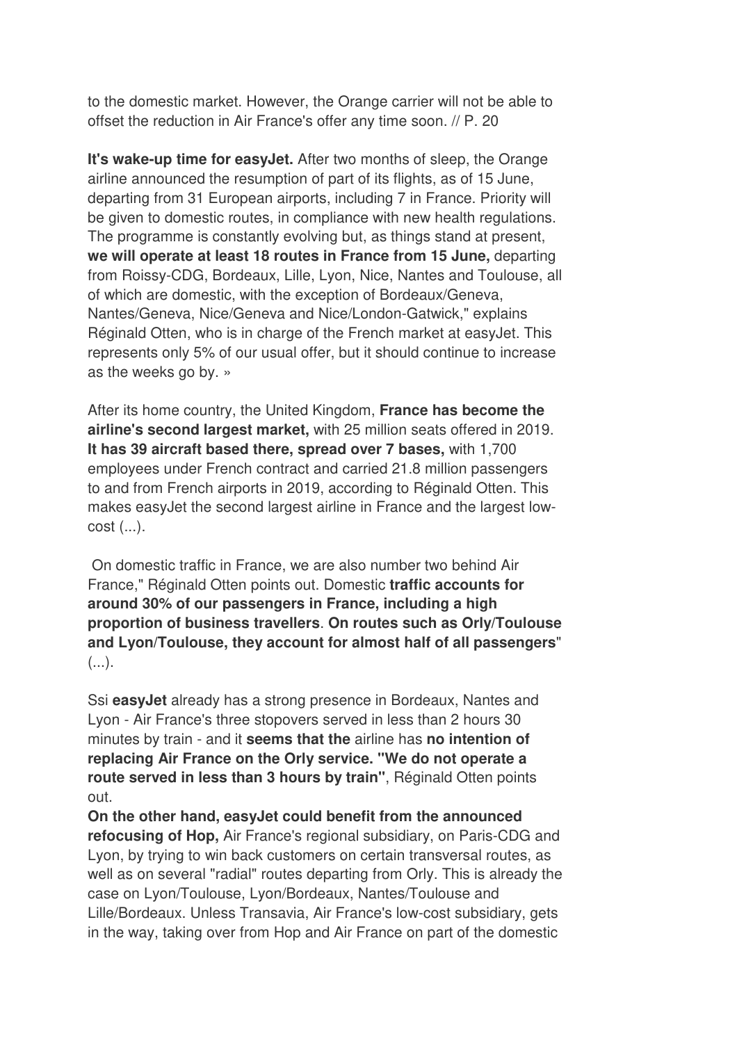to the domestic market. However, the Orange carrier will not be able to offset the reduction in Air France's offer any time soon. // P. 20

**It's wake-up time for easyJet.** After two months of sleep, the Orange airline announced the resumption of part of its flights, as of 15 June, departing from 31 European airports, including 7 in France. Priority will be given to domestic routes, in compliance with new health regulations. The programme is constantly evolving but, as things stand at present, **we will operate at least 18 routes in France from 15 June,** departing from Roissy-CDG, Bordeaux, Lille, Lyon, Nice, Nantes and Toulouse, all of which are domestic, with the exception of Bordeaux/Geneva, Nantes/Geneva, Nice/Geneva and Nice/London-Gatwick," explains Réginald Otten, who is in charge of the French market at easyJet. This represents only 5% of our usual offer, but it should continue to increase as the weeks go by. »

After its home country, the United Kingdom, **France has become the airline's second largest market,** with 25 million seats offered in 2019. **It has 39 aircraft based there, spread over 7 bases,** with 1,700 employees under French contract and carried 21.8 million passengers to and from French airports in 2019, according to Réginald Otten. This makes easyJet the second largest airline in France and the largest low-cost (...).

On domestic traffic in France, we are also number two behind Air France," Réginald Otten points out. Domestic **traffic accounts for around 30% of our passengers in France, including a high proportion of business travellers**. **On routes such as Orly/Toulouse and Lyon/Toulouse, they account for almost half of all passengers**" (...).

Ssi **easyJet** already has a strong presence in Bordeaux, Nantes and Lyon - Air France's three stopovers served in less than 2 hours 30 minutes by train - and it **seems that the** airline has **no intention of replacing Air France on the Orly service. "We do not operate a route served in less than 3 hours by train"**, Réginald Otten points out.

**On the other hand, easyJet could benefit from the announced refocusing of Hop,** Air France's regional subsidiary, on Paris-CDG and Lyon, by trying to win back customers on certain transversal routes, as well as on several "radial" routes departing from Orly. This is already the case on Lyon/Toulouse, Lyon/Bordeaux, Nantes/Toulouse and Lille/Bordeaux. Unless Transavia, Air France's low-cost subsidiary, gets in the way, taking over from Hop and Air France on part of the domestic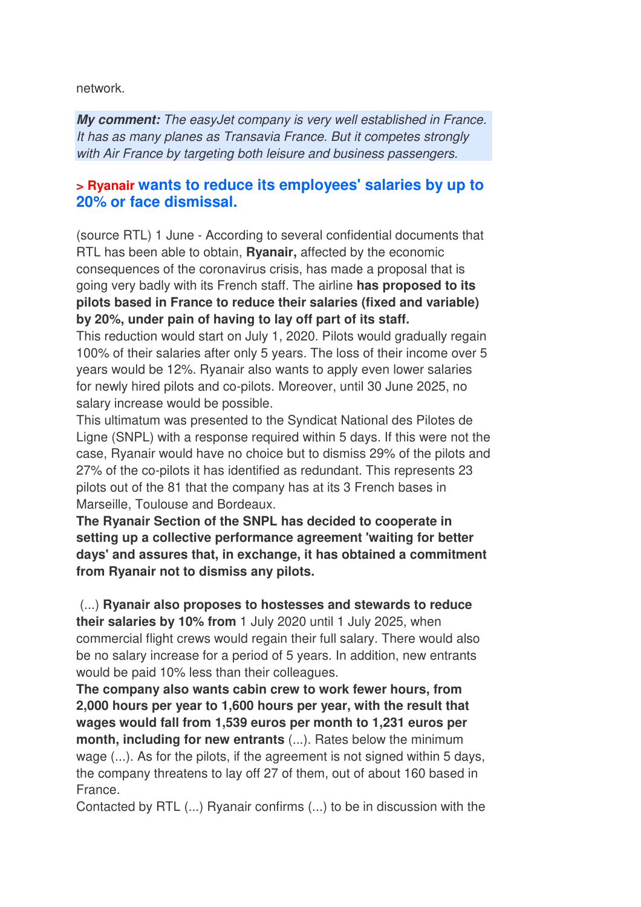network.

***My comment:*** *The easyJet company is very well established in France. It has as many planes as Transavia France. But it competes strongly with Air France by targeting both leisure and business passengers.*

### > Ryanair wants to reduce its employees' salaries by up to 20% or face dismissal.

(source RTL) 1 June - According to several confidential documents that RTL has been able to obtain, **Ryanair,** affected by the economic consequences of the coronavirus crisis, has made a proposal that is going very badly with its French staff. The airline **has proposed to its pilots based in France to reduce their salaries (fixed and variable) by 20%, under pain of having to lay off part of its staff.**
This reduction would start on July 1, 2020. Pilots would gradually regain 100% of their salaries after only 5 years. The loss of their income over 5 years would be 12%. Ryanair also wants to apply even lower salaries for newly hired pilots and co-pilots. Moreover, until 30 June 2025, no salary increase would be possible.
This ultimatum was presented to the Syndicat National des Pilotes de Ligne (SNPL) with a response required within 5 days. If this were not the case, Ryanair would have no choice but to dismiss 29% of the pilots and 27% of the co-pilots it has identified as redundant. This represents 23 pilots out of the 81 that the company has at its 3 French bases in Marseille, Toulouse and Bordeaux.
**The Ryanair Section of the SNPL has decided to cooperate in setting up a collective performance agreement 'waiting for better days' and assures that, in exchange, it has obtained a commitment from Ryanair not to dismiss any pilots.**

(...) **Ryanair also proposes to hostesses and stewards to reduce their salaries by 10% from** 1 July 2020 until 1 July 2025, when commercial flight crews would regain their full salary. There would also be no salary increase for a period of 5 years. In addition, new entrants would be paid 10% less than their colleagues.
**The company also wants cabin crew to work fewer hours, from 2,000 hours per year to 1,600 hours per year, with the result that wages would fall from 1,539 euros per month to 1,231 euros per month, including for new entrants** (...). Rates below the minimum wage (...). As for the pilots, if the agreement is not signed within 5 days, the company threatens to lay off 27 of them, out of about 160 based in France.
Contacted by RTL (...) Ryanair confirms (...) to be in discussion with the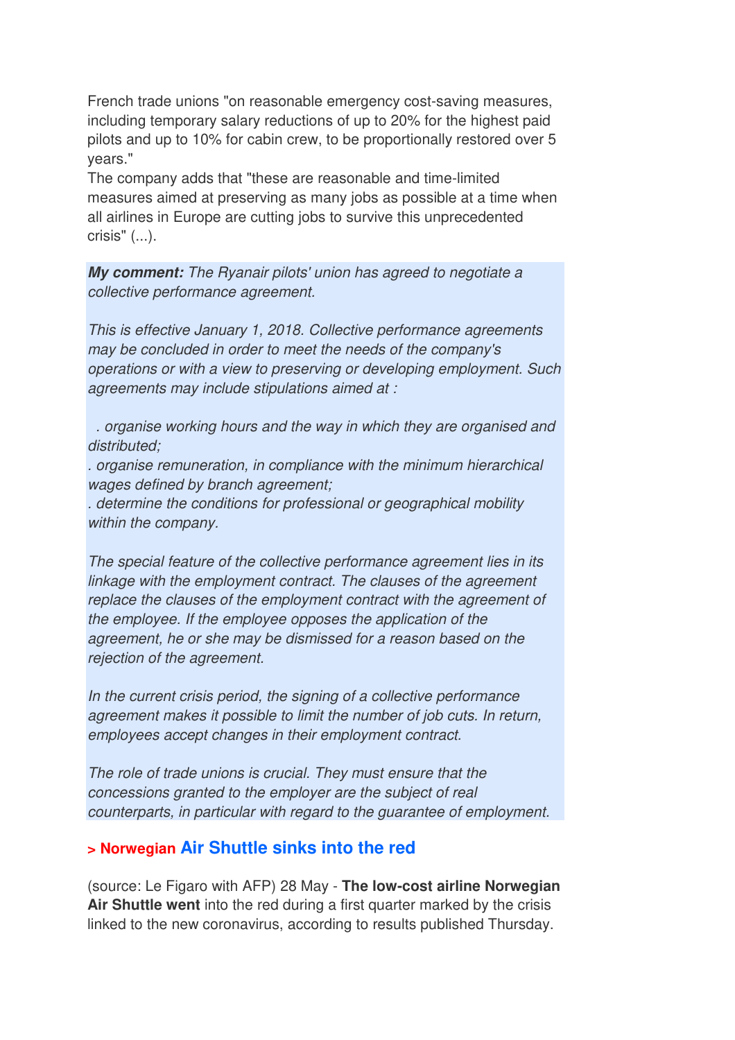French trade unions "on reasonable emergency cost-saving measures, including temporary salary reductions of up to 20% for the highest paid pilots and up to 10% for cabin crew, to be proportionally restored over 5 years."
The company adds that "these are reasonable and time-limited measures aimed at preserving as many jobs as possible at a time when all airlines in Europe are cutting jobs to survive this unprecedented crisis" (...).

***My comment:*** *The Ryanair pilots' union has agreed to negotiate a collective performance agreement.*

*This is effective January 1, 2018. Collective performance agreements may be concluded in order to meet the needs of the company's operations or with a view to preserving or developing employment. Such agreements may include stipulations aimed at :*

*. organise working hours and the way in which they are organised and distributed;*
*. organise remuneration, in compliance with the minimum hierarchical wages defined by branch agreement;*
*. determine the conditions for professional or geographical mobility within the company.*

*The special feature of the collective performance agreement lies in its linkage with the employment contract. The clauses of the agreement replace the clauses of the employment contract with the agreement of the employee. If the employee opposes the application of the agreement, he or she may be dismissed for a reason based on the rejection of the agreement.*

*In the current crisis period, the signing of a collective performance agreement makes it possible to limit the number of job cuts. In return, employees accept changes in their employment contract.*

*The role of trade unions is crucial. They must ensure that the concessions granted to the employer are the subject of real counterparts, in particular with regard to the guarantee of employment.*

## > Norwegian Air Shuttle sinks into the red

(source: Le Figaro with AFP) 28 May - **The low-cost airline Norwegian Air Shuttle went** into the red during a first quarter marked by the crisis linked to the new coronavirus, according to results published Thursday.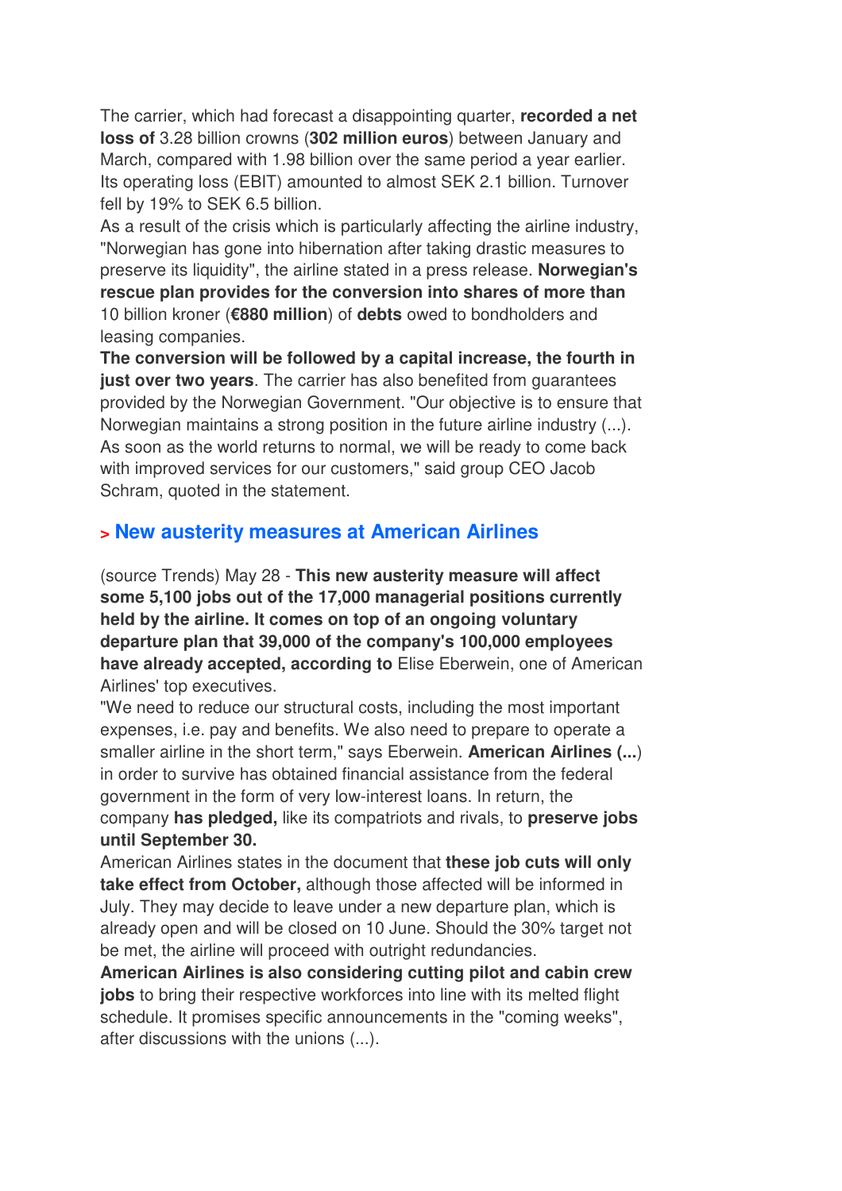The carrier, which had forecast a disappointing quarter, **recorded a net loss of** 3.28 billion crowns (**302 million euros**) between January and March, compared with 1.98 billion over the same period a year earlier. Its operating loss (EBIT) amounted to almost SEK 2.1 billion. Turnover fell by 19% to SEK 6.5 billion.
As a result of the crisis which is particularly affecting the airline industry, "Norwegian has gone into hibernation after taking drastic measures to preserve its liquidity", the airline stated in a press release. **Norwegian's rescue plan provides for the conversion into shares of more than** 10 billion kroner (**€880 million**) of **debts** owed to bondholders and leasing companies.
**The conversion will be followed by a capital increase, the fourth in just over two years**. The carrier has also benefited from guarantees provided by the Norwegian Government. "Our objective is to ensure that Norwegian maintains a strong position in the future airline industry (...). As soon as the world returns to normal, we will be ready to come back with improved services for our customers," said group CEO Jacob Schram, quoted in the statement.

## > New austerity measures at American Airlines

(source Trends) May 28 - **This new austerity measure will affect some 5,100 jobs out of the 17,000 managerial positions currently held by the airline. It comes on top of an ongoing voluntary departure plan that 39,000 of the company's 100,000 employees have already accepted, according to** Elise Eberwein, one of American Airlines' top executives.
"We need to reduce our structural costs, including the most important expenses, i.e. pay and benefits. We also need to prepare to operate a smaller airline in the short term," says Eberwein. **American Airlines (...**) in order to survive has obtained financial assistance from the federal government in the form of very low-interest loans. In return, the company **has pledged,** like its compatriots and rivals, to **preserve jobs until September 30.**
American Airlines states in the document that **these job cuts will only take effect from October,** although those affected will be informed in July. They may decide to leave under a new departure plan, which is already open and will be closed on 10 June. Should the 30% target not be met, the airline will proceed with outright redundancies.
**American Airlines is also considering cutting pilot and cabin crew jobs** to bring their respective workforces into line with its melted flight schedule. It promises specific announcements in the "coming weeks", after discussions with the unions (...).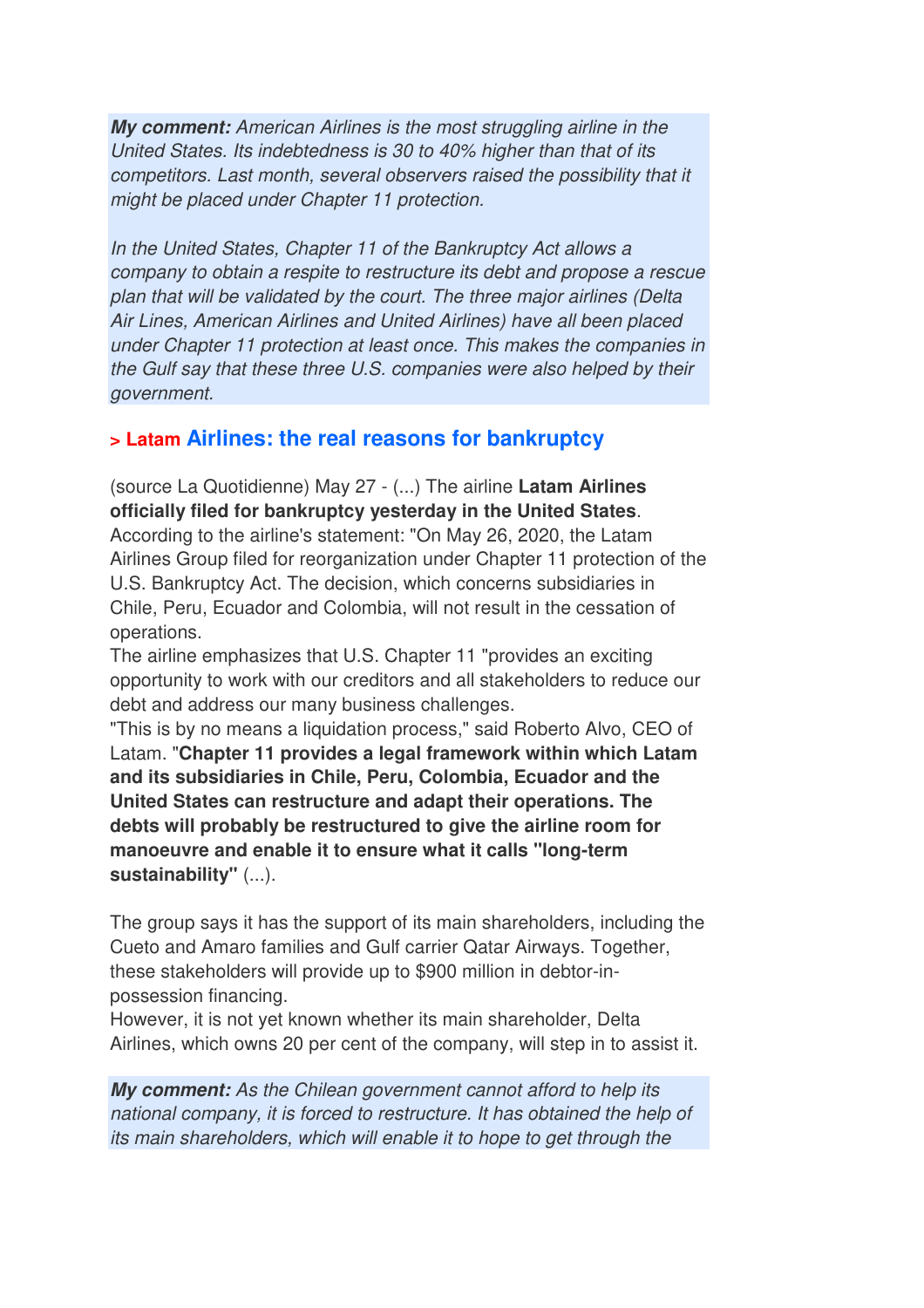***My comment:*** *American Airlines is the most struggling airline in the United States. Its indebtedness is 30 to 40% higher than that of its competitors. Last month, several observers raised the possibility that it might be placed under Chapter 11 protection.*

*In the United States, Chapter 11 of the Bankruptcy Act allows a company to obtain a respite to restructure its debt and propose a rescue plan that will be validated by the court. The three major airlines (Delta Air Lines, American Airlines and United Airlines) have all been placed under Chapter 11 protection at least once. This makes the companies in the Gulf say that these three U.S. companies were also helped by their government.*

## > Latam Airlines: the real reasons for bankruptcy

(source La Quotidienne) May 27 - (...) The airline **Latam Airlines officially filed for bankruptcy yesterday in the United States**. According to the airline's statement: "On May 26, 2020, the Latam Airlines Group filed for reorganization under Chapter 11 protection of the U.S. Bankruptcy Act. The decision, which concerns subsidiaries in Chile, Peru, Ecuador and Colombia, will not result in the cessation of operations.
The airline emphasizes that U.S. Chapter 11 "provides an exciting opportunity to work with our creditors and all stakeholders to reduce our debt and address our many business challenges.
"This is by no means a liquidation process," said Roberto Alvo, CEO of Latam. "**Chapter 11 provides a legal framework within which Latam and its subsidiaries in Chile, Peru, Colombia, Ecuador and the United States can restructure and adapt their operations. The debts will probably be restructured to give the airline room for manoeuvre and enable it to ensure what it calls "long-term sustainability"** (...).

The group says it has the support of its main shareholders, including the Cueto and Amaro families and Gulf carrier Qatar Airways. Together, these stakeholders will provide up to $900 million in debtor-in-possession financing.
However, it is not yet known whether its main shareholder, Delta Airlines, which owns 20 per cent of the company, will step in to assist it.

***My comment:*** *As the Chilean government cannot afford to help its national company, it is forced to restructure. It has obtained the help of its main shareholders, which will enable it to hope to get through the*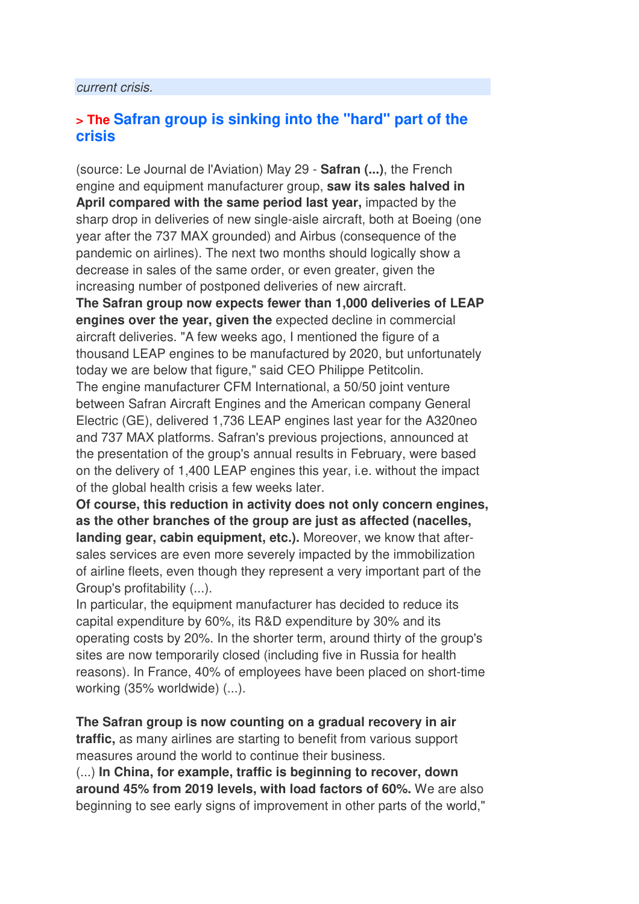*current crisis.*

## > The Safran group is sinking into the "hard" part of the crisis

(source: Le Journal de l'Aviation) May 29 - **Safran (...)**, the French engine and equipment manufacturer group, **saw its sales halved in April compared with the same period last year,** impacted by the sharp drop in deliveries of new single-aisle aircraft, both at Boeing (one year after the 737 MAX grounded) and Airbus (consequence of the pandemic on airlines). The next two months should logically show a decrease in sales of the same order, or even greater, given the increasing number of postponed deliveries of new aircraft.

**The Safran group now expects fewer than 1,000 deliveries of LEAP engines over the year, given the** expected decline in commercial aircraft deliveries. "A few weeks ago, I mentioned the figure of a thousand LEAP engines to be manufactured by 2020, but unfortunately today we are below that figure," said CEO Philippe Petitcolin.

The engine manufacturer CFM International, a 50/50 joint venture between Safran Aircraft Engines and the American company General Electric (GE), delivered 1,736 LEAP engines last year for the A320neo and 737 MAX platforms. Safran's previous projections, announced at the presentation of the group's annual results in February, were based on the delivery of 1,400 LEAP engines this year, i.e. without the impact of the global health crisis a few weeks later.

**Of course, this reduction in activity does not only concern engines, as the other branches of the group are just as affected (nacelles, landing gear, cabin equipment, etc.).** Moreover, we know that after-sales services are even more severely impacted by the immobilization of airline fleets, even though they represent a very important part of the Group's profitability (...).

In particular, the equipment manufacturer has decided to reduce its capital expenditure by 60%, its R&D expenditure by 30% and its operating costs by 20%. In the shorter term, around thirty of the group's sites are now temporarily closed (including five in Russia for health reasons). In France, 40% of employees have been placed on short-time working (35% worldwide) (...).

**The Safran group is now counting on a gradual recovery in air traffic,** as many airlines are starting to benefit from various support measures around the world to continue their business.

(...) **In China, for example, traffic is beginning to recover, down around 45% from 2019 levels, with load factors of 60%.** We are also beginning to see early signs of improvement in other parts of the world,"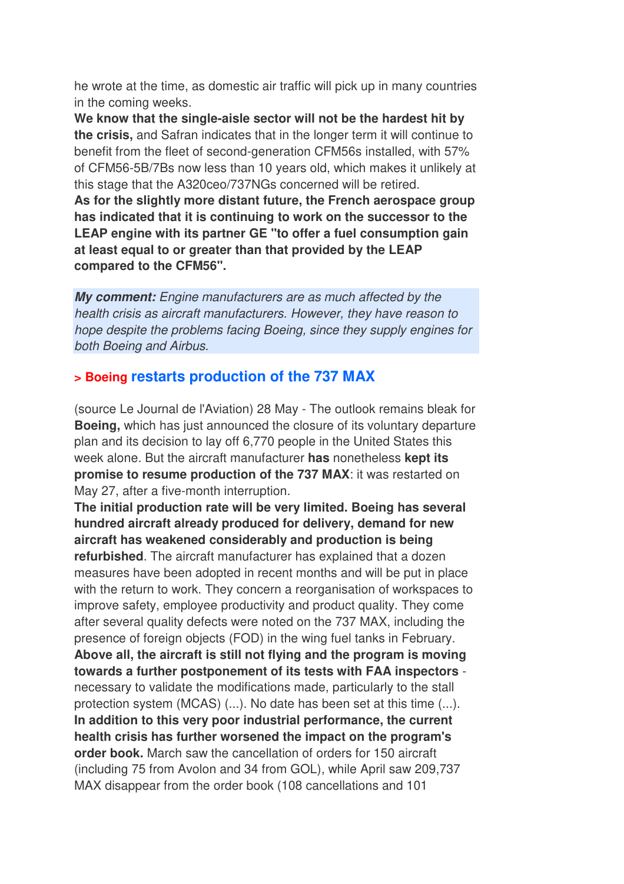he wrote at the time, as domestic air traffic will pick up in many countries in the coming weeks.

**We know that the single-aisle sector will not be the hardest hit by the crisis,** and Safran indicates that in the longer term it will continue to benefit from the fleet of second-generation CFM56s installed, with 57% of CFM56-5B/7Bs now less than 10 years old, which makes it unlikely at this stage that the A320ceo/737NGs concerned will be retired.

**As for the slightly more distant future, the French aerospace group has indicated that it is continuing to work on the successor to the LEAP engine with its partner GE "to offer a fuel consumption gain at least equal to or greater than that provided by the LEAP compared to the CFM56".**

***My comment:*** *Engine manufacturers are as much affected by the health crisis as aircraft manufacturers. However, they have reason to hope despite the problems facing Boeing, since they supply engines for both Boeing and Airbus.*

## > Boeing restarts production of the 737 MAX

(source Le Journal de l'Aviation) 28 May - The outlook remains bleak for **Boeing,** which has just announced the closure of its voluntary departure plan and its decision to lay off 6,770 people in the United States this week alone. But the aircraft manufacturer **has** nonetheless **kept its promise to resume production of the 737 MAX**: it was restarted on May 27, after a five-month interruption.

**The initial production rate will be very limited. Boeing has several hundred aircraft already produced for delivery, demand for new aircraft has weakened considerably and production is being refurbished**. The aircraft manufacturer has explained that a dozen measures have been adopted in recent months and will be put in place with the return to work. They concern a reorganisation of workspaces to improve safety, employee productivity and product quality. They come after several quality defects were noted on the 737 MAX, including the presence of foreign objects (FOD) in the wing fuel tanks in February.

**Above all, the aircraft is still not flying and the program is moving towards a further postponement of its tests with FAA inspectors** - necessary to validate the modifications made, particularly to the stall protection system (MCAS) (...). No date has been set at this time (...).

**In addition to this very poor industrial performance, the current health crisis has further worsened the impact on the program's order book.** March saw the cancellation of orders for 150 aircraft (including 75 from Avolon and 34 from GOL), while April saw 209,737 MAX disappear from the order book (108 cancellations and 101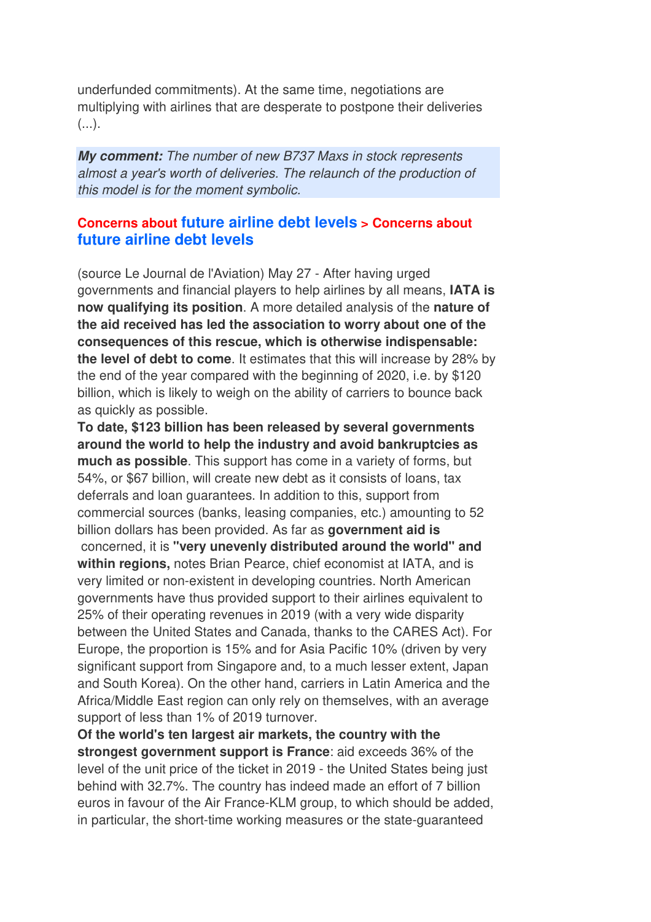underfunded commitments). At the same time, negotiations are multiplying with airlines that are desperate to postpone their deliveries (...).

***My comment:*** *The number of new B737 Maxs in stock represents almost a year's worth of deliveries. The relaunch of the production of this model is for the moment symbolic.*

### Concerns about future airline debt levels > Concerns about future airline debt levels

(source Le Journal de l'Aviation) May 27 - After having urged governments and financial players to help airlines by all means, **IATA is now qualifying its position**. A more detailed analysis of the **nature of the aid received has led the association to worry about one of the consequences of this rescue, which is otherwise indispensable: the level of debt to come**. It estimates that this will increase by 28% by the end of the year compared with the beginning of 2020, i.e. by $120 billion, which is likely to weigh on the ability of carriers to bounce back as quickly as possible.

**To date, $123 billion has been released by several governments around the world to help the industry and avoid bankruptcies as much as possible**. This support has come in a variety of forms, but 54%, or $67 billion, will create new debt as it consists of loans, tax deferrals and loan guarantees. In addition to this, support from commercial sources (banks, leasing companies, etc.) amounting to 52 billion dollars has been provided. As far as **government aid is** concerned, it is **"very unevenly distributed around the world" and within regions,** notes Brian Pearce, chief economist at IATA, and is very limited or non-existent in developing countries. North American governments have thus provided support to their airlines equivalent to 25% of their operating revenues in 2019 (with a very wide disparity between the United States and Canada, thanks to the CARES Act). For Europe, the proportion is 15% and for Asia Pacific 10% (driven by very significant support from Singapore and, to a much lesser extent, Japan and South Korea). On the other hand, carriers in Latin America and the Africa/Middle East region can only rely on themselves, with an average support of less than 1% of 2019 turnover.

**Of the world's ten largest air markets, the country with the strongest government support is France**: aid exceeds 36% of the level of the unit price of the ticket in 2019 - the United States being just behind with 32.7%. The country has indeed made an effort of 7 billion euros in favour of the Air France-KLM group, to which should be added, in particular, the short-time working measures or the state-guaranteed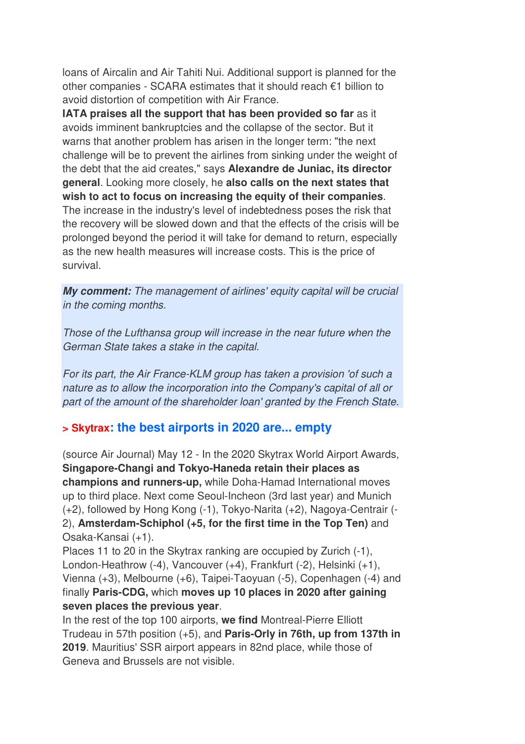loans of Aircalin and Air Tahiti Nui. Additional support is planned for the other companies - SCARA estimates that it should reach €1 billion to avoid distortion of competition with Air France.

**IATA praises all the support that has been provided so far** as it avoids imminent bankruptcies and the collapse of the sector. But it warns that another problem has arisen in the longer term: "the next challenge will be to prevent the airlines from sinking under the weight of the debt that the aid creates," says **Alexandre de Juniac, its director general**. Looking more closely, he **also calls on the next states that wish to act to focus on increasing the equity of their companies**. The increase in the industry's level of indebtedness poses the risk that the recovery will be slowed down and that the effects of the crisis will be prolonged beyond the period it will take for demand to return, especially as the new health measures will increase costs. This is the price of survival.

***My comment:*** *The management of airlines' equity capital will be crucial in the coming months.*

*Those of the Lufthansa group will increase in the near future when the German State takes a stake in the capital.*

*For its part, the Air France-KLM group has taken a provision 'of such a nature as to allow the incorporation into the Company's capital of all or part of the amount of the shareholder loan' granted by the French State.*

## > Skytrax: the best airports in 2020 are... empty

(source Air Journal) May 12 - In the 2020 Skytrax World Airport Awards, **Singapore-Changi and Tokyo-Haneda retain their places as champions and runners-up,** while Doha-Hamad International moves up to third place. Next come Seoul-Incheon (3rd last year) and Munich (+2), followed by Hong Kong (-1), Tokyo-Narita (+2), Nagoya-Centrair (-2), **Amsterdam-Schiphol (+5, for the first time in the Top Ten)** and Osaka-Kansai (+1).

Places 11 to 20 in the Skytrax ranking are occupied by Zurich (-1), London-Heathrow (-4), Vancouver (+4), Frankfurt (-2), Helsinki (+1), Vienna (+3), Melbourne (+6), Taipei-Taoyuan (-5), Copenhagen (-4) and finally **Paris-CDG,** which **moves up 10 places in 2020 after gaining seven places the previous year**.

In the rest of the top 100 airports, **we find** Montreal-Pierre Elliott Trudeau in 57th position (+5), and **Paris-Orly in 76th, up from 137th in 2019**. Mauritius' SSR airport appears in 82nd place, while those of Geneva and Brussels are not visible.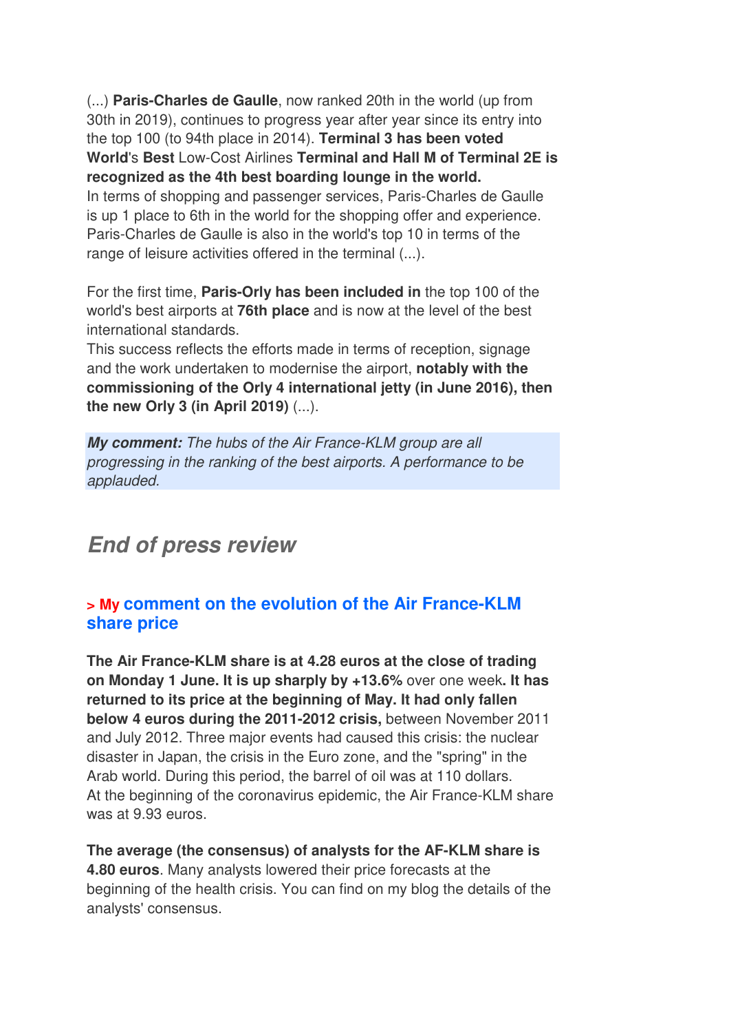(...) **Paris-Charles de Gaulle**, now ranked 20th in the world (up from 30th in 2019), continues to progress year after year since its entry into the top 100 (to 94th place in 2014). **Terminal 3 has been voted World**'s **Best** Low-Cost Airlines **Terminal and Hall M of Terminal 2E is recognized as the 4th best boarding lounge in the world.**
In terms of shopping and passenger services, Paris-Charles de Gaulle is up 1 place to 6th in the world for the shopping offer and experience. Paris-Charles de Gaulle is also in the world's top 10 in terms of the range of leisure activities offered in the terminal (...).

For the first time, **Paris-Orly has been included in** the top 100 of the world's best airports at **76th place** and is now at the level of the best international standards.
This success reflects the efforts made in terms of reception, signage and the work undertaken to modernise the airport, **notably with the commissioning of the Orly 4 international jetty (in June 2016), then the new Orly 3 (in April 2019)** (...).

***My comment:*** *The hubs of the Air France-KLM group are all progressing in the ranking of the best airports. A performance to be applauded.*

## *End of press review*

### > My comment on the evolution of the Air France-KLM share price

**The Air France-KLM share is at 4.28 euros at the close of trading on Monday 1 June. It is up sharply by +13.6%** over one week**. It has returned to its price at the beginning of May. It had only fallen below 4 euros during the 2011-2012 crisis,** between November 2011 and July 2012. Three major events had caused this crisis: the nuclear disaster in Japan, the crisis in the Euro zone, and the "spring" in the Arab world. During this period, the barrel of oil was at 110 dollars.
At the beginning of the coronavirus epidemic, the Air France-KLM share was at 9.93 euros.

**The average (the consensus) of analysts for the AF-KLM share is 4.80 euros**. Many analysts lowered their price forecasts at the beginning of the health crisis. You can find on my blog the details of the analysts' consensus.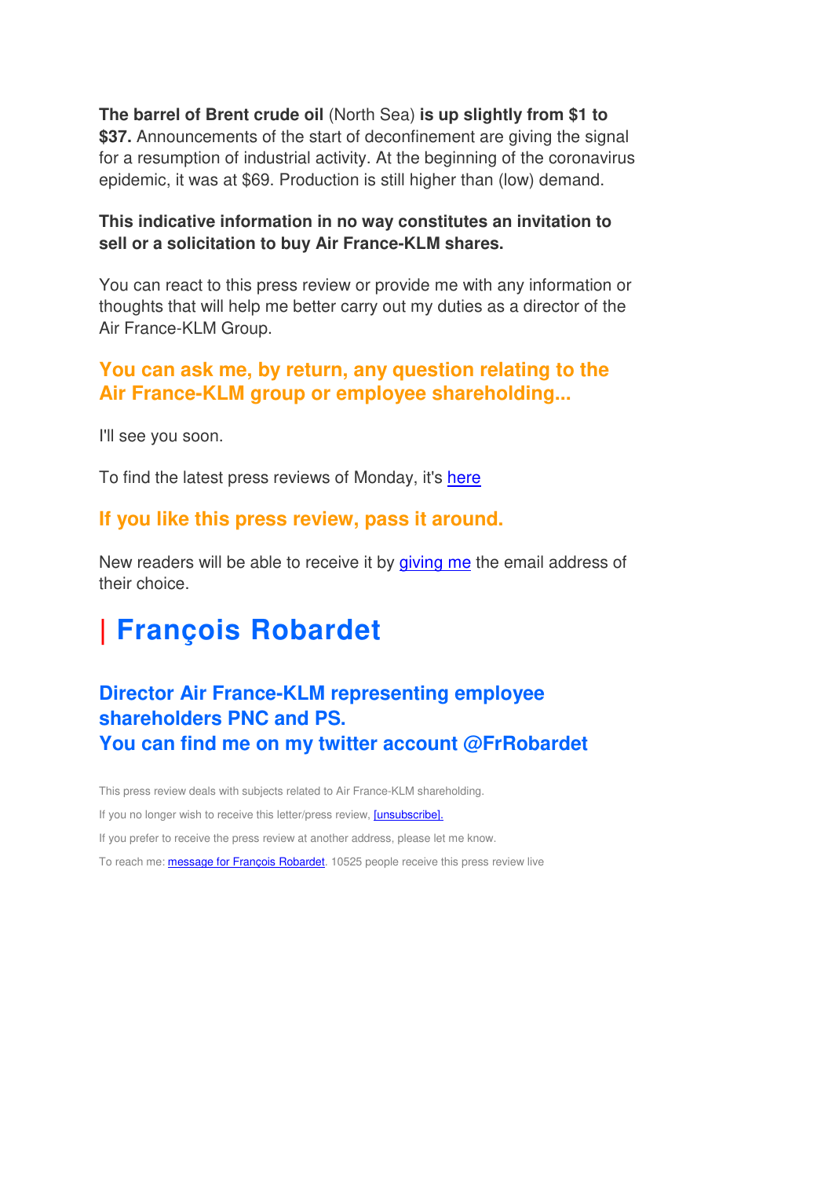**The barrel of Brent crude oil** (North Sea) **is up slightly from $1 to $37.** Announcements of the start of deconfinement are giving the signal for a resumption of industrial activity. At the beginning of the coronavirus epidemic, it was at $69. Production is still higher than (low) demand.

**This indicative information in no way constitutes an invitation to sell or a solicitation to buy Air France-KLM shares.**

You can react to this press review or provide me with any information or thoughts that will help me better carry out my duties as a director of the Air France-KLM Group.

### You can ask me, by return, any question relating to the Air France-KLM group or employee shareholding...

I'll see you soon.

To find the latest press reviews of Monday, it's here

### If you like this press review, pass it around.

New readers will be able to receive it by giving me the email address of their choice.

# | François Robardet

### Director Air France-KLM representing employee shareholders PNC and PS.
### You can find me on my twitter account @FrRobardet

This press review deals with subjects related to Air France-KLM shareholding.

If you no longer wish to receive this letter/press review, [unsubscribe].

If you prefer to receive the press review at another address, please let me know.

To reach me: message for François Robardet. 10525 people receive this press review live